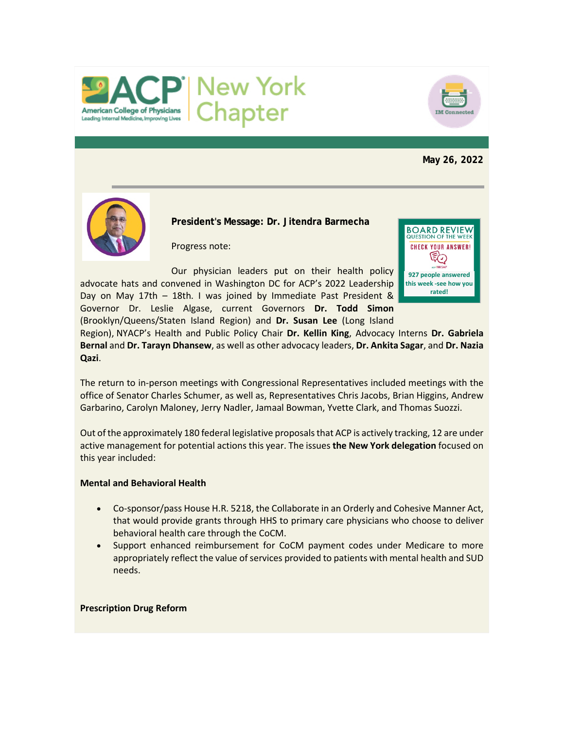ACP New York Chapter

**May 26, 2022**

**President's Message: Dr. Jitendra Barmecha**

BOARD REVIEW QUESTION OF THE WEEK
CHECK YOUR ANSWER!
927 people answered this week -see how you rated!

Progress note:

Our physician leaders put on their health policy advocate hats and convened in Washington DC for ACP's 2022 Leadership Day on May 17th – 18th. I was joined by Immediate Past President & Governor Dr. Leslie Algase, current Governors **Dr. Todd Simon** (Brooklyn/Queens/Staten Island Region) and **Dr. Susan Lee** (Long Island Region), NYACP's Health and Public Policy Chair **Dr. Kellin King**, Advocacy Interns **Dr. Gabriela Bernal** and **Dr. Tarayn Dhansew**, as well as other advocacy leaders, **Dr. Ankita Sagar**, and **Dr. Nazia Qazi**.

The return to in-person meetings with Congressional Representatives included meetings with the office of Senator Charles Schumer, as well as, Representatives Chris Jacobs, Brian Higgins, Andrew Garbarino, Carolyn Maloney, Jerry Nadler, Jamaal Bowman, Yvette Clark, and Thomas Suozzi.

Out of the approximately 180 federal legislative proposals that ACP is actively tracking, 12 are under active management for potential actions this year. The issues **the New York delegation** focused on this year included:

**Mental and Behavioral Health**

- Co-sponsor/pass House H.R. 5218, the Collaborate in an Orderly and Cohesive Manner Act, that would provide grants through HHS to primary care physicians who choose to deliver behavioral health care through the CoCM.
- Support enhanced reimbursement for CoCM payment codes under Medicare to more appropriately reflect the value of services provided to patients with mental health and SUD needs.

**Prescription Drug Reform**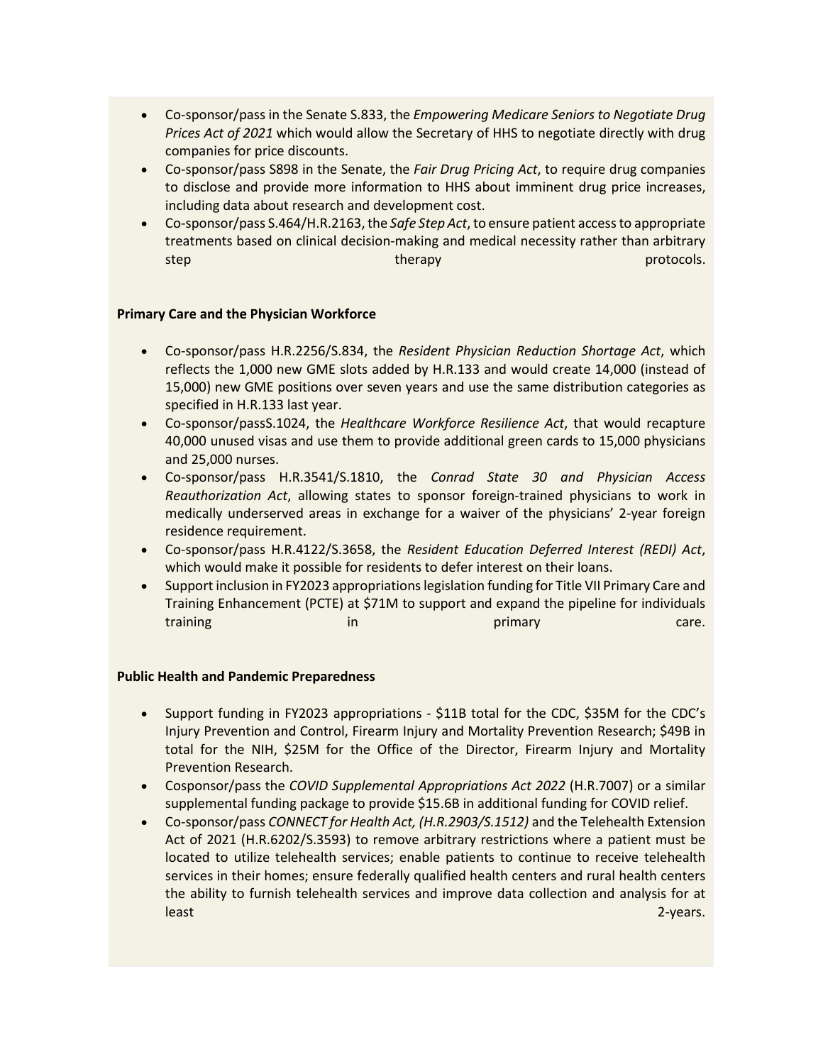- Co-sponsor/pass in the Senate S.833, the *Empowering Medicare Seniors to Negotiate Drug Prices Act of 2021* which would allow the Secretary of HHS to negotiate directly with drug companies for price discounts.
- Co-sponsor/pass S898 in the Senate, the *Fair Drug Pricing Act*, to require drug companies to disclose and provide more information to HHS about imminent drug price increases, including data about research and development cost.
- Co-sponsor/pass S.464/H.R.2163, the *Safe Step Act*, to ensure patient access to appropriate treatments based on clinical decision-making and medical necessity rather than arbitrary step therapy protocols.

**Primary Care and the Physician Workforce**

- Co-sponsor/pass H.R.2256/S.834, the *Resident Physician Reduction Shortage Act*, which reflects the 1,000 new GME slots added by H.R.133 and would create 14,000 (instead of 15,000) new GME positions over seven years and use the same distribution categories as specified in H.R.133 last year.
- Co-sponsor/passS.1024, the *Healthcare Workforce Resilience Act*, that would recapture 40,000 unused visas and use them to provide additional green cards to 15,000 physicians and 25,000 nurses.
- Co-sponsor/pass H.R.3541/S.1810, the *Conrad State 30 and Physician Access Reauthorization Act*, allowing states to sponsor foreign-trained physicians to work in medically underserved areas in exchange for a waiver of the physicians' 2-year foreign residence requirement.
- Co-sponsor/pass H.R.4122/S.3658, the *Resident Education Deferred Interest (REDI) Act*, which would make it possible for residents to defer interest on their loans.
- Support inclusion in FY2023 appropriations legislation funding for Title VII Primary Care and Training Enhancement (PCTE) at $71M to support and expand the pipeline for individuals training in primary care.

**Public Health and Pandemic Preparedness**

- Support funding in FY2023 appropriations - $11B total for the CDC, $35M for the CDC's Injury Prevention and Control, Firearm Injury and Mortality Prevention Research; $49B in total for the NIH, $25M for the Office of the Director, Firearm Injury and Mortality Prevention Research.
- Cosponsor/pass the *COVID Supplemental Appropriations Act 2022* (H.R.7007) or a similar supplemental funding package to provide $15.6B in additional funding for COVID relief.
- Co-sponsor/pass *CONNECT for Health Act, (H.R.2903/S.1512)* and the Telehealth Extension Act of 2021 (H.R.6202/S.3593) to remove arbitrary restrictions where a patient must be located to utilize telehealth services; enable patients to continue to receive telehealth services in their homes; ensure federally qualified health centers and rural health centers the ability to furnish telehealth services and improve data collection and analysis for at least 2-years.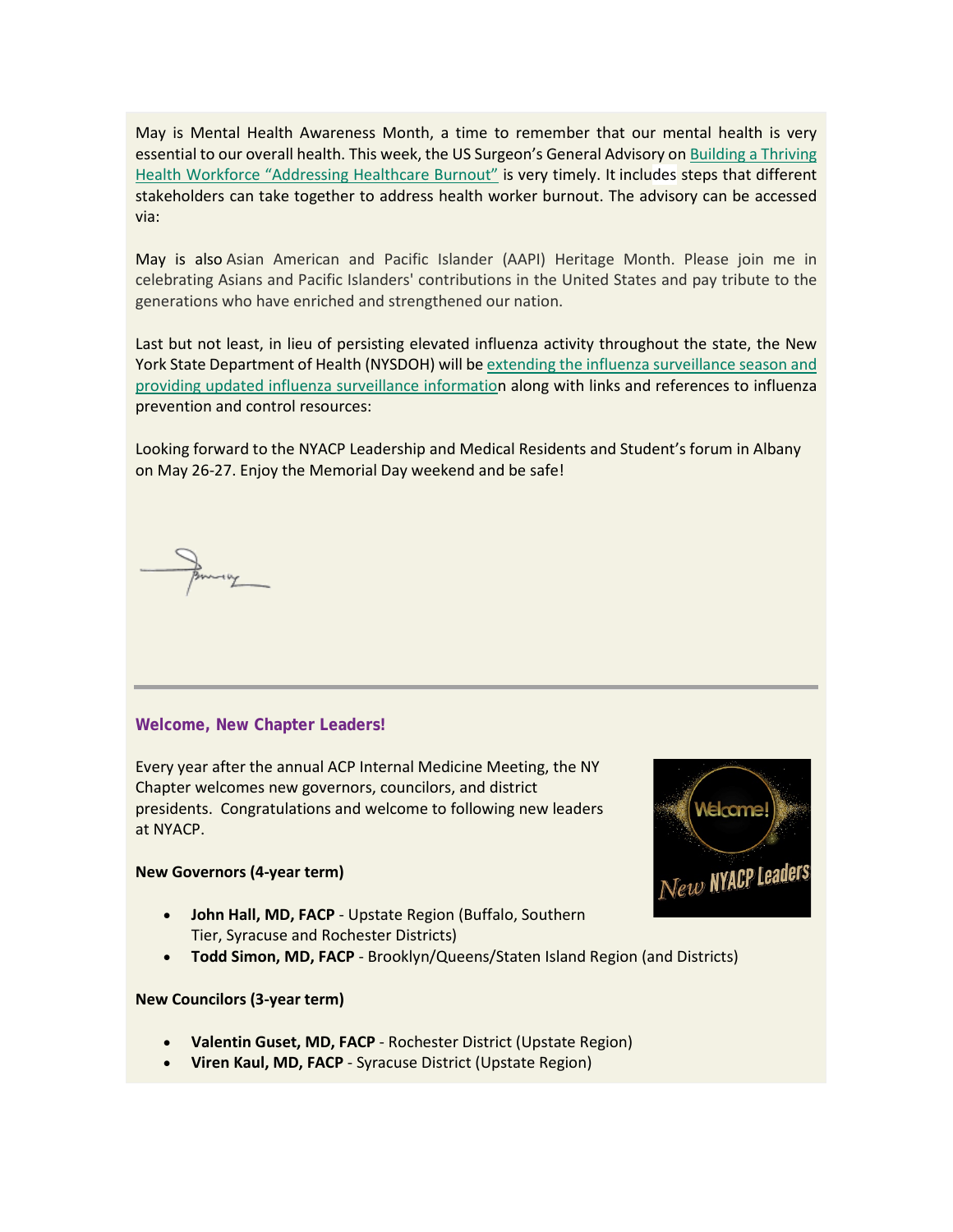May is Mental Health Awareness Month, a time to remember that our mental health is very essential to our overall health. This week, the US Surgeon's General Advisory on Building a Thriving Health Workforce "Addressing Healthcare Burnout" is very timely. It includes steps that different stakeholders can take together to address health worker burnout. The advisory can be accessed via:

May is also Asian American and Pacific Islander (AAPI) Heritage Month. Please join me in celebrating Asians and Pacific Islanders' contributions in the United States and pay tribute to the generations who have enriched and strengthened our nation.

Last but not least, in lieu of persisting elevated influenza activity throughout the state, the New York State Department of Health (NYSDOH) will be extending the influenza surveillance season and providing updated influenza surveillance information along with links and references to influenza prevention and control resources:

Looking forward to the NYACP Leadership and Medical Residents and Student's forum in Albany on May 26-27. Enjoy the Memorial Day weekend and be safe!

---

## Welcome, New Chapter Leaders!

Every year after the annual ACP Internal Medicine Meeting, the NY Chapter welcomes new governors, councilors, and district presidents. Congratulations and welcome to following new leaders at NYACP.

**New Governors (4-year term)**

- **John Hall, MD, FACP** - Upstate Region (Buffalo, Southern Tier, Syracuse and Rochester Districts)
- **Todd Simon, MD, FACP** - Brooklyn/Queens/Staten Island Region (and Districts)

**New Councilors (3-year term)**

- **Valentin Guset, MD, FACP** - Rochester District (Upstate Region)
- **Viren Kaul, MD, FACP** - Syracuse District (Upstate Region)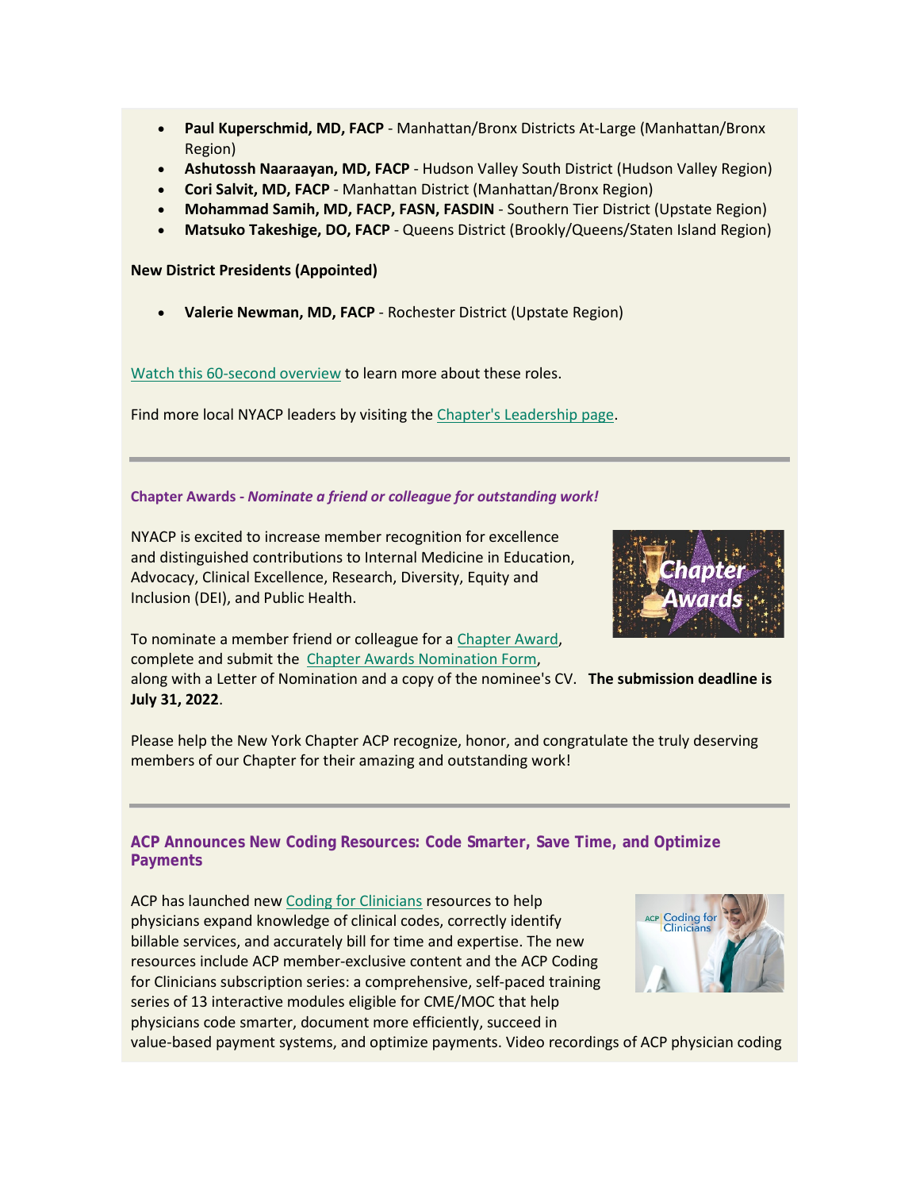- **Paul Kuperschmid, MD, FACP** - Manhattan/Bronx Districts At-Large (Manhattan/Bronx Region)
- **Ashutossh Naaraayan, MD, FACP** - Hudson Valley South District (Hudson Valley Region)
- **Cori Salvit, MD, FACP** - Manhattan District (Manhattan/Bronx Region)
- **Mohammad Samih, MD, FACP, FASN, FASDIN** - Southern Tier District (Upstate Region)
- **Matsuko Takeshige, DO, FACP** - Queens District (Brookly/Queens/Staten Island Region)

**New District Presidents (Appointed)**

- **Valerie Newman, MD, FACP** - Rochester District (Upstate Region)

Watch this 60-second overview to learn more about these roles.

Find more local NYACP leaders by visiting the Chapter's Leadership page.

---

### Chapter Awards - *Nominate a friend or colleague for outstanding work!*

NYACP is excited to increase member recognition for excellence and distinguished contributions to Internal Medicine in Education, Advocacy, Clinical Excellence, Research, Diversity, Equity and Inclusion (DEI), and Public Health.

To nominate a member friend or colleague for a Chapter Award, complete and submit the Chapter Awards Nomination Form, along with a Letter of Nomination and a copy of the nominee's CV. **The submission deadline is July 31, 2022**.

Please help the New York Chapter ACP recognize, honor, and congratulate the truly deserving members of our Chapter for their amazing and outstanding work!

---

### ACP Announces New Coding Resources: Code Smarter, Save Time, and Optimize Payments

ACP has launched new Coding for Clinicians resources to help physicians expand knowledge of clinical codes, correctly identify billable services, and accurately bill for time and expertise. The new resources include ACP member-exclusive content and the ACP Coding for Clinicians subscription series: a comprehensive, self-paced training series of 13 interactive modules eligible for CME/MOC that help physicians code smarter, document more efficiently, succeed in value-based payment systems, and optimize payments. Video recordings of ACP physician coding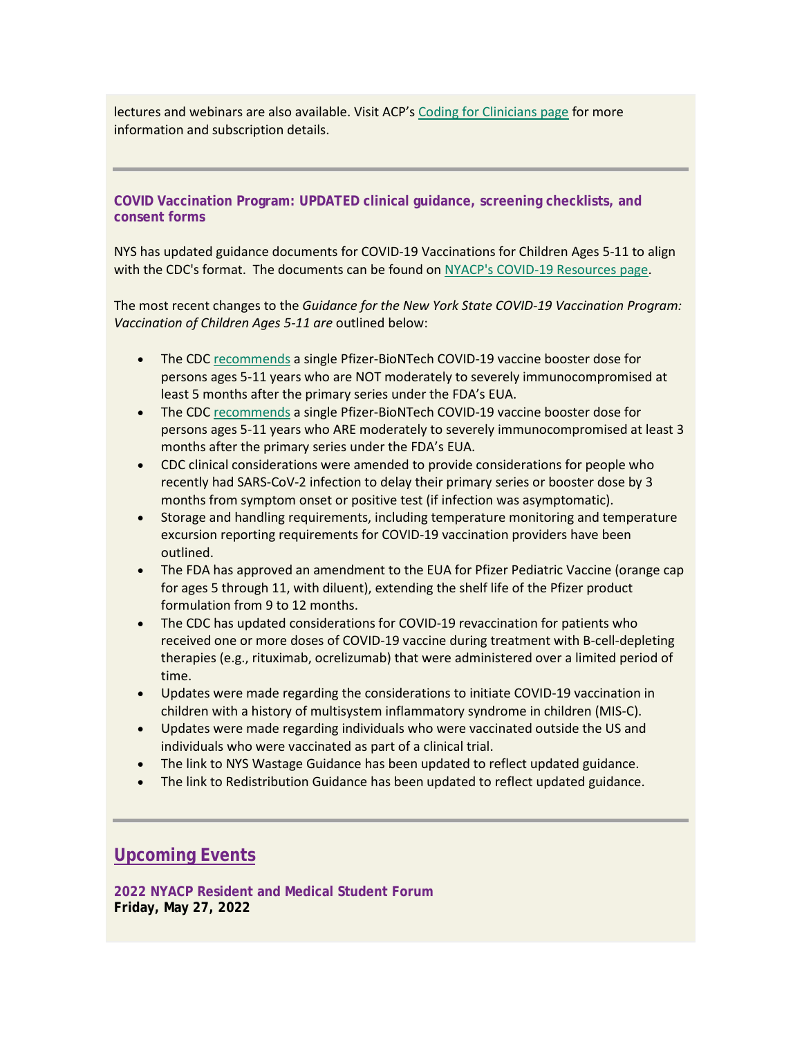lectures and webinars are also available. Visit ACP's [Coding for Clinicians page](#) for more information and subscription details.

---

### COVID Vaccination Program: UPDATED clinical guidance, screening checklists, and consent forms

NYS has updated guidance documents for COVID-19 Vaccinations for Children Ages 5-11 to align with the CDC's format. The documents can be found on [NYACP's COVID-19 Resources page](#).

The most recent changes to the *Guidance for the New York State COVID-19 Vaccination Program: Vaccination of Children Ages 5-11 are* outlined below:

- The CDC [recommends](#) a single Pfizer-BioNTech COVID-19 vaccine booster dose for persons ages 5-11 years who are NOT moderately to severely immunocompromised at least 5 months after the primary series under the FDA's EUA.
- The CDC [recommends](#) a single Pfizer-BioNTech COVID-19 vaccine booster dose for persons ages 5-11 years who ARE moderately to severely immunocompromised at least 3 months after the primary series under the FDA's EUA.
- CDC clinical considerations were amended to provide considerations for people who recently had SARS-CoV-2 infection to delay their primary series or booster dose by 3 months from symptom onset or positive test (if infection was asymptomatic).
- Storage and handling requirements, including temperature monitoring and temperature excursion reporting requirements for COVID-19 vaccination providers have been outlined.
- The FDA has approved an amendment to the EUA for Pfizer Pediatric Vaccine (orange cap for ages 5 through 11, with diluent), extending the shelf life of the Pfizer product formulation from 9 to 12 months.
- The CDC has updated considerations for COVID-19 revaccination for patients who received one or more doses of COVID-19 vaccine during treatment with B-cell-depleting therapies (e.g., rituximab, ocrelizumab) that were administered over a limited period of time.
- Updates were made regarding the considerations to initiate COVID-19 vaccination in children with a history of multisystem inflammatory syndrome in children (MIS-C).
- Updates were made regarding individuals who were vaccinated outside the US and individuals who were vaccinated as part of a clinical trial.
- The link to NYS Wastage Guidance has been updated to reflect updated guidance.
- The link to Redistribution Guidance has been updated to reflect updated guidance.

---

## Upcoming Events

**2022 NYACP Resident and Medical Student Forum**
**Friday, May 27, 2022**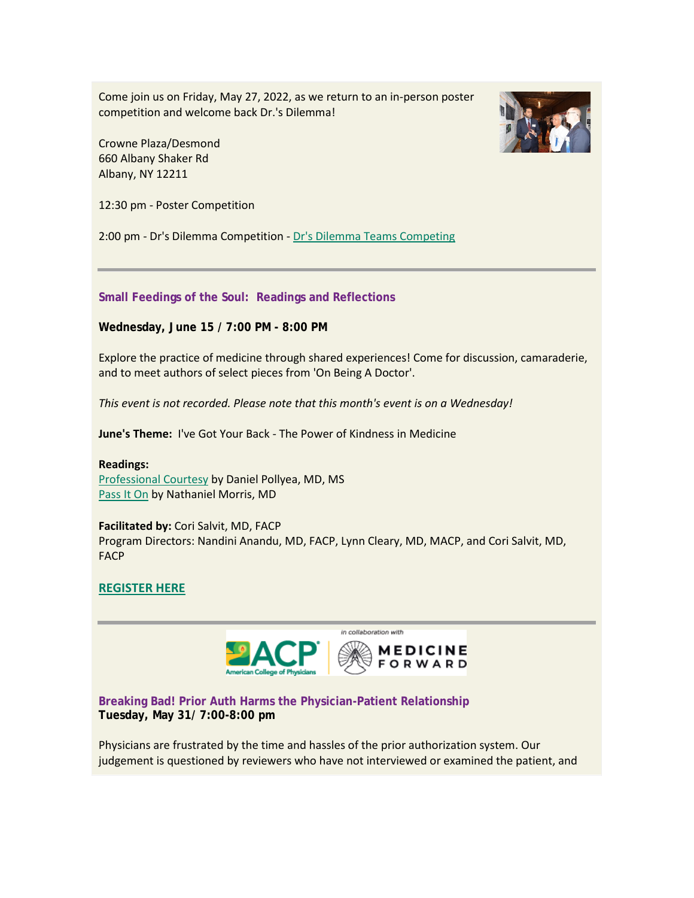Come join us on Friday, May 27, 2022, as we return to an in-person poster competition and welcome back Dr.'s Dilemma!

Crowne Plaza/Desmond
660 Albany Shaker Rd
Albany, NY 12211

12:30 pm - Poster Competition

2:00 pm - Dr's Dilemma Competition - Dr's Dilemma Teams Competing

---

### Small Feedings of the Soul: Readings and Reflections

**Wednesday, June 15 / 7:00 PM - 8:00 PM**

Explore the practice of medicine through shared experiences! Come for discussion, camaraderie, and to meet authors of select pieces from 'On Being A Doctor'.

*This event is not recorded. Please note that this month's event is on a Wednesday!*

**June's Theme:** I've Got Your Back - The Power of Kindness in Medicine

**Readings:**
Professional Courtesy by Daniel Pollyea, MD, MS
Pass It On by Nathaniel Morris, MD

**Facilitated by:** Cori Salvit, MD, FACP
Program Directors: Nandini Anandu, MD, FACP, Lynn Cleary, MD, MACP, and Cori Salvit, MD, FACP

**REGISTER HERE**

---

ACP American College of Physicians in collaboration with MEDICINE FORWARD

### Breaking Bad! Prior Auth Harms the Physician-Patient Relationship

**Tuesday, May 31/ 7:00-8:00 pm**

Physicians are frustrated by the time and hassles of the prior authorization system. Our judgement is questioned by reviewers who have not interviewed or examined the patient, and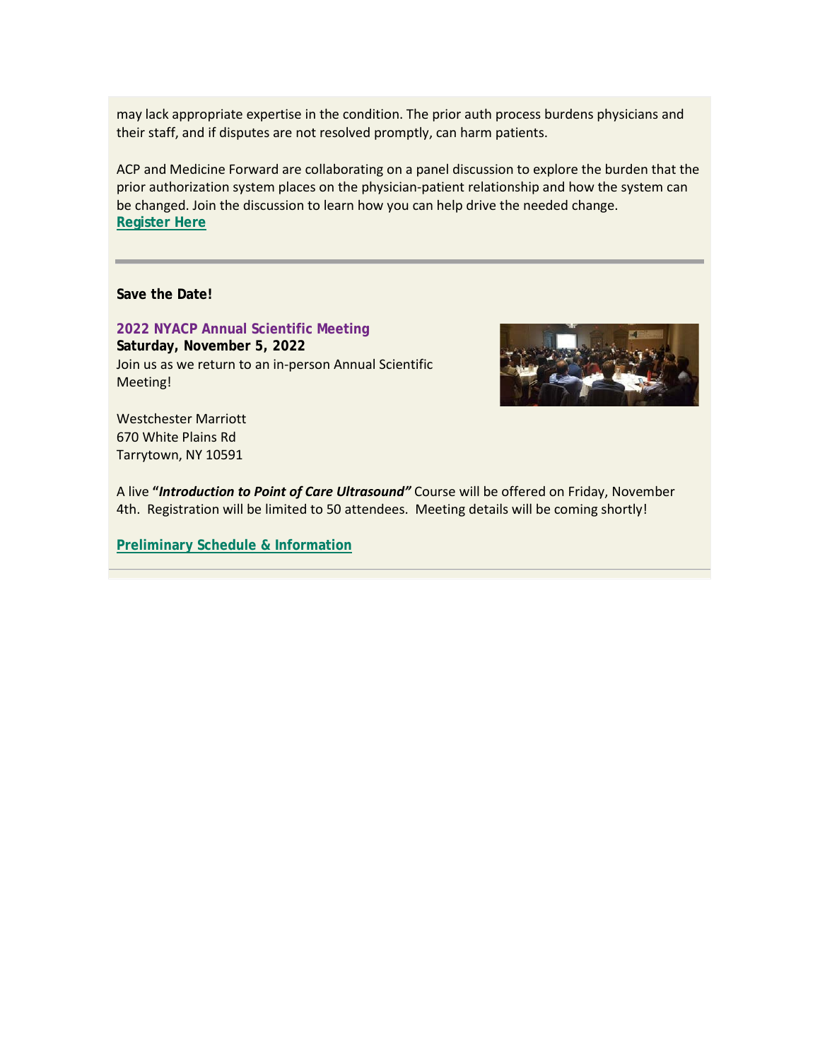may lack appropriate expertise in the condition. The prior auth process burdens physicians and their staff, and if disputes are not resolved promptly, can harm patients.

ACP and Medicine Forward are collaborating on a panel discussion to explore the burden that the prior authorization system places on the physician-patient relationship and how the system can be changed. Join the discussion to learn how you can help drive the needed change.
**Register Here**

---

**Save the Date!**

**2022 NYACP Annual Scientific Meeting**
**Saturday, November 5, 2022**
Join us as we return to an in-person Annual Scientific Meeting!

Westchester Marriott
670 White Plains Rd
Tarrytown, NY 10591

A live ***"Introduction to Point of Care Ultrasound"*** Course will be offered on Friday, November 4th. Registration will be limited to 50 attendees. Meeting details will be coming shortly!

**Preliminary Schedule & Information**